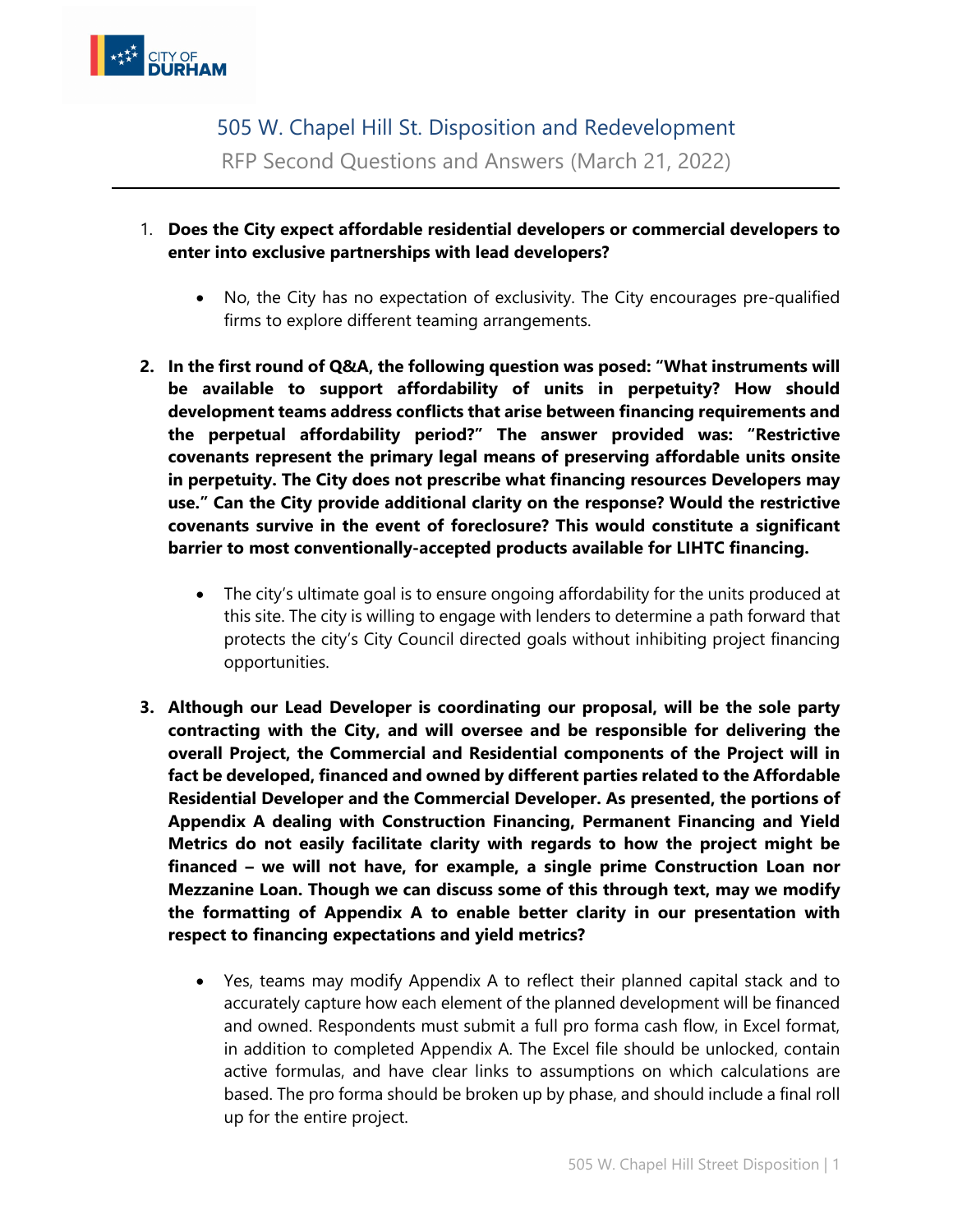# 505 W. Chapel Hill St. Disposition and Redevelopment

## RFP Second Questions and Answers (March 21, 2022)

1. **Does the City expect affordable residential developers or commercial developers to enter into exclusive partnerships with lead developers?**

   - No, the City has no expectation of exclusivity. The City encourages pre-qualified firms to explore different teaming arrangements.

2. **In the first round of Q&A, the following question was posed: "What instruments will be available to support affordability of units in perpetuity? How should development teams address conflicts that arise between financing requirements and the perpetual affordability period?" The answer provided was: "Restrictive covenants represent the primary legal means of preserving affordable units onsite in perpetuity. The City does not prescribe what financing resources Developers may use." Can the City provide additional clarity on the response? Would the restrictive covenants survive in the event of foreclosure? This would constitute a significant barrier to most conventionally-accepted products available for LIHTC financing.**

   - The city's ultimate goal is to ensure ongoing affordability for the units produced at this site. The city is willing to engage with lenders to determine a path forward that protects the city's City Council directed goals without inhibiting project financing opportunities.

3. **Although our Lead Developer is coordinating our proposal, will be the sole party contracting with the City, and will oversee and be responsible for delivering the overall Project, the Commercial and Residential components of the Project will in fact be developed, financed and owned by different parties related to the Affordable Residential Developer and the Commercial Developer. As presented, the portions of Appendix A dealing with Construction Financing, Permanent Financing and Yield Metrics do not easily facilitate clarity with regards to how the project might be financed – we will not have, for example, a single prime Construction Loan nor Mezzanine Loan. Though we can discuss some of this through text, may we modify the formatting of Appendix A to enable better clarity in our presentation with respect to financing expectations and yield metrics?**

   - Yes, teams may modify Appendix A to reflect their planned capital stack and to accurately capture how each element of the planned development will be financed and owned. Respondents must submit a full pro forma cash flow, in Excel format, in addition to completed Appendix A. The Excel file should be unlocked, contain active formulas, and have clear links to assumptions on which calculations are based. The pro forma should be broken up by phase, and should include a final roll up for the entire project.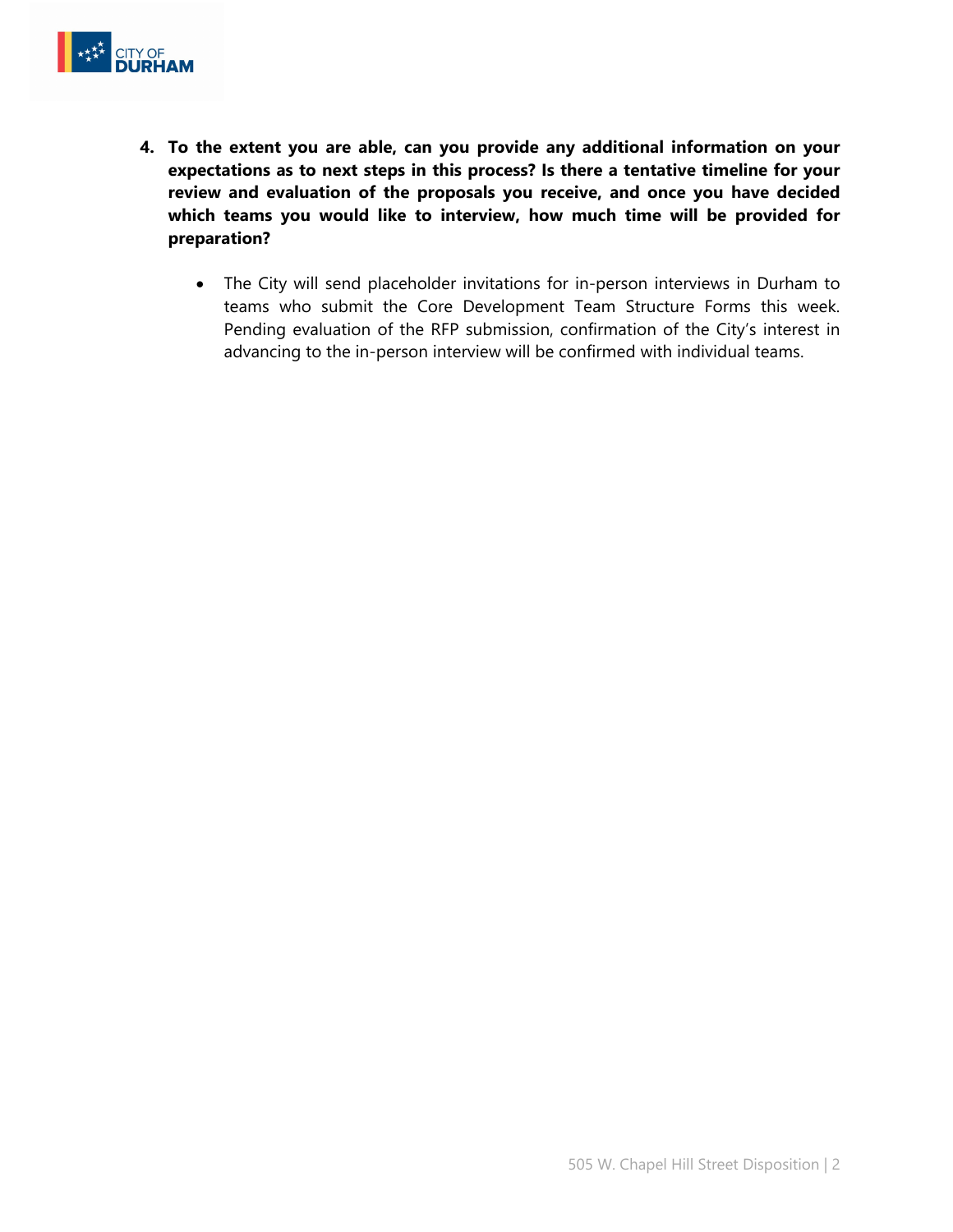4. **To the extent you are able, can you provide any additional information on your expectations as to next steps in this process? Is there a tentative timeline for your review and evaluation of the proposals you receive, and once you have decided which teams you would like to interview, how much time will be provided for preparation?**

    - The City will send placeholder invitations for in-person interviews in Durham to teams who submit the Core Development Team Structure Forms this week. Pending evaluation of the RFP submission, confirmation of the City's interest in advancing to the in-person interview will be confirmed with individual teams.